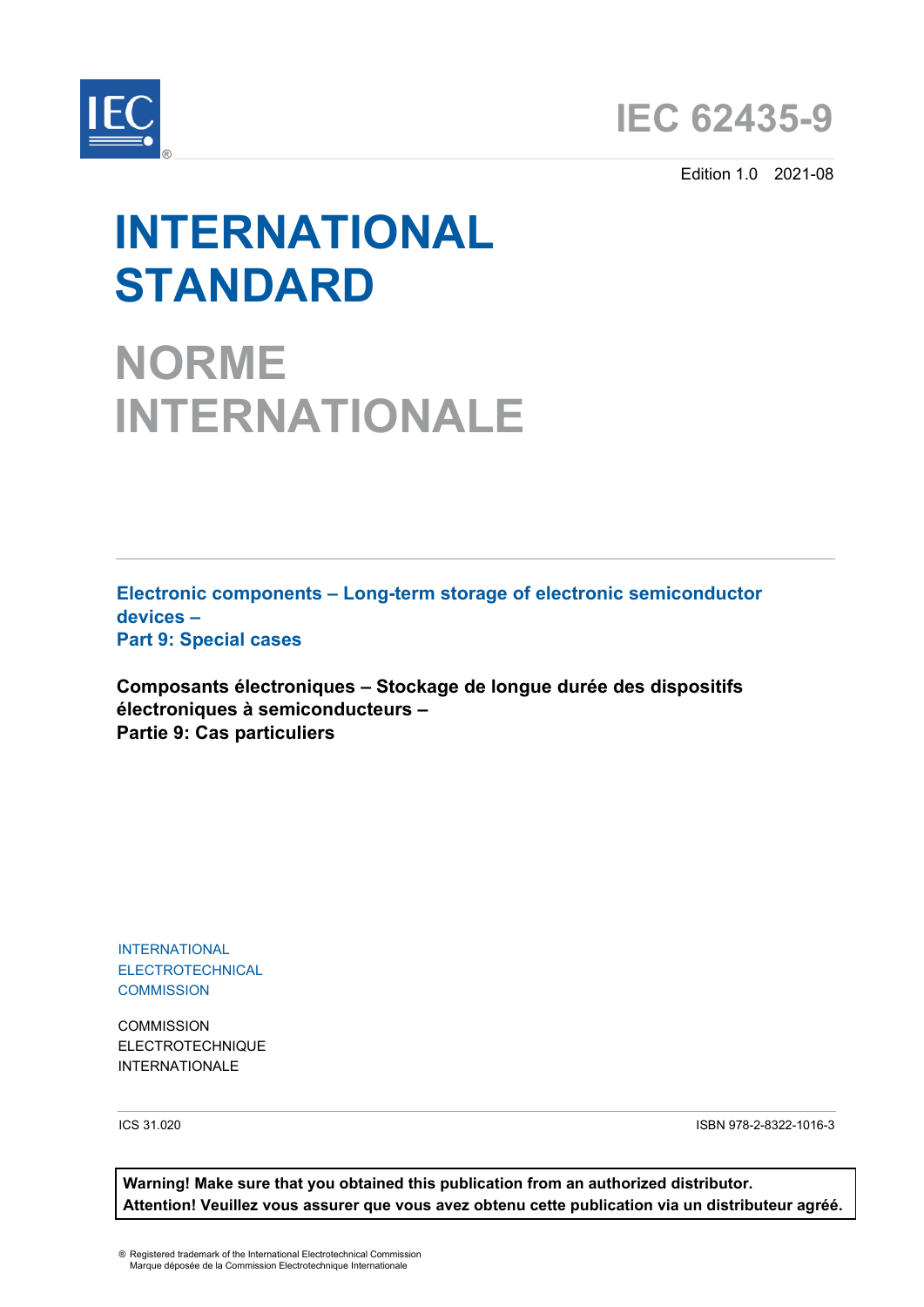# IEC 62435-9

Edition 1.0 2021-08

# INTERNATIONAL STANDARD

# NORME INTERNATIONALE

**Electronic components – Long-term storage of electronic semiconductor devices –**
**Part 9: Special cases**

**Composants électroniques – Stockage de longue durée des dispositifs électroniques à semiconducteurs –**
**Partie 9: Cas particuliers**

INTERNATIONAL ELECTROTECHNICAL COMMISSION

COMMISSION ELECTROTECHNIQUE INTERNATIONALE

ICS 31.020

ISBN 978-2-8322-1016-3

**Warning! Make sure that you obtained this publication from an authorized distributor.**
**Attention! Veuillez vous assurer que vous avez obtenu cette publication via un distributeur agréé.**

® Registered trademark of the International Electrotechnical Commission
Marque déposée de la Commission Electrotechnique Internationale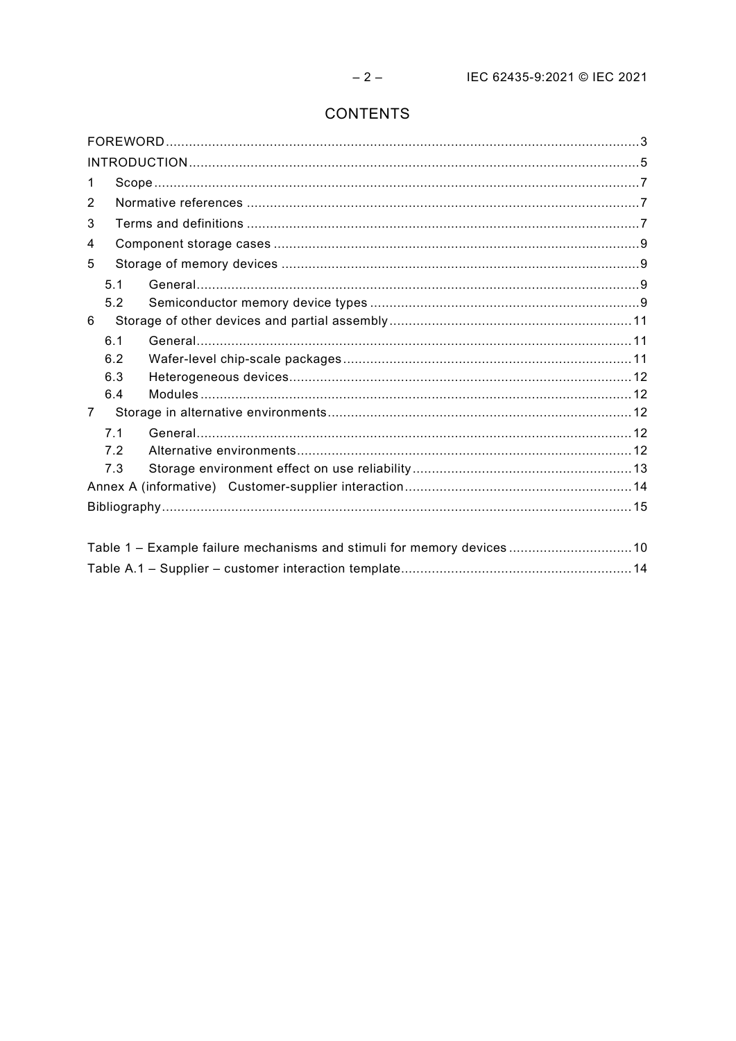# CONTENTS

FOREWORD .......... 3

INTRODUCTION .......... 5

1 Scope .......... 7

2 Normative references .......... 7

3 Terms and definitions .......... 7

4 Component storage cases .......... 9

5 Storage of memory devices .......... 9

 5.1 General .......... 9

 5.2 Semiconductor memory device types .......... 9

6 Storage of other devices and partial assembly .......... 11

 6.1 General .......... 11

 6.2 Wafer-level chip-scale packages .......... 11

 6.3 Heterogeneous devices .......... 12

 6.4 Modules .......... 12

7 Storage in alternative environments .......... 12

 7.1 General .......... 12

 7.2 Alternative environments .......... 12

 7.3 Storage environment effect on use reliability .......... 13

Annex A (informative) Customer-supplier interaction .......... 14

Bibliography .......... 15

Table 1 – Example failure mechanisms and stimuli for memory devices .......... 10

Table A.1 – Supplier – customer interaction template .......... 14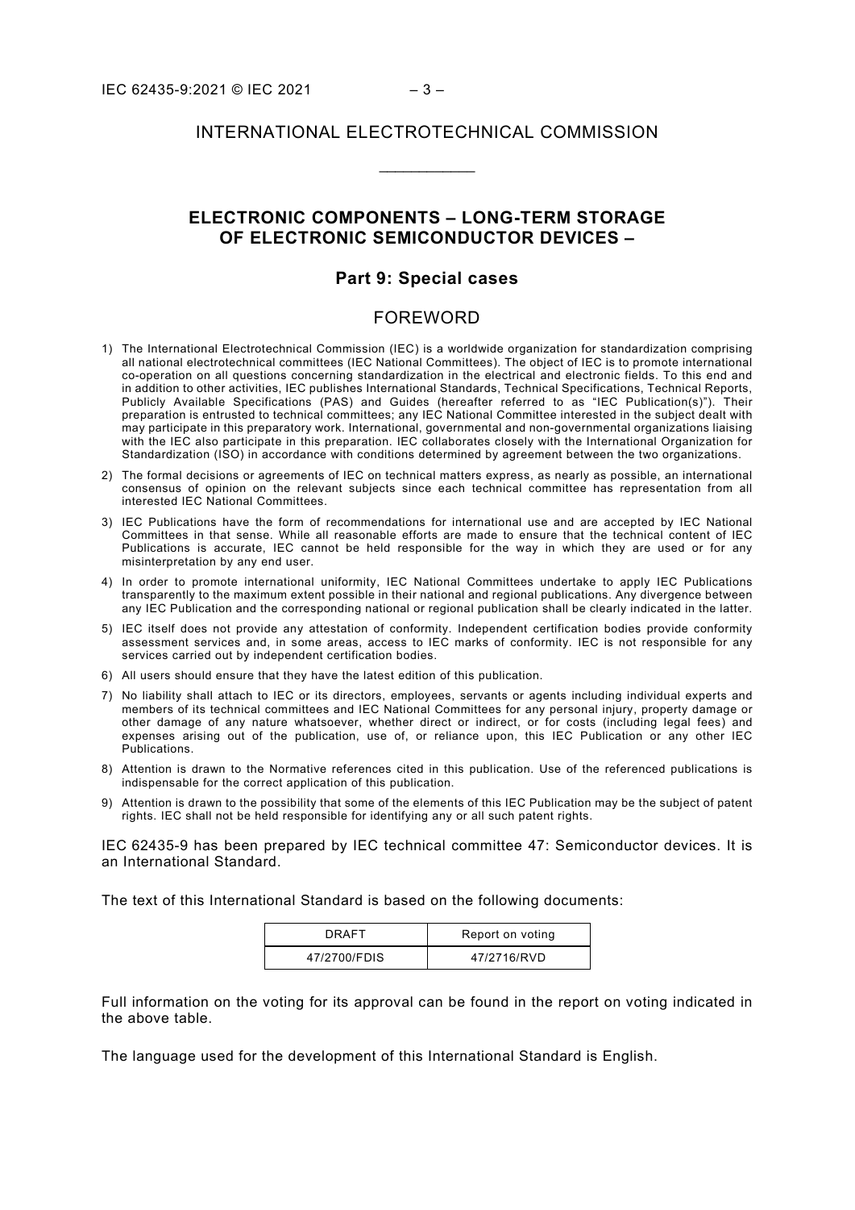# INTERNATIONAL ELECTROTECHNICAL COMMISSION

___________

## ELECTRONIC COMPONENTS – LONG-TERM STORAGE OF ELECTRONIC SEMICONDUCTOR DEVICES –

### Part 9: Special cases

## FOREWORD

1) The International Electrotechnical Commission (IEC) is a worldwide organization for standardization comprising all national electrotechnical committees (IEC National Committees). The object of IEC is to promote international co-operation on all questions concerning standardization in the electrical and electronic fields. To this end and in addition to other activities, IEC publishes International Standards, Technical Specifications, Technical Reports, Publicly Available Specifications (PAS) and Guides (hereafter referred to as "IEC Publication(s)"). Their preparation is entrusted to technical committees; any IEC National Committee interested in the subject dealt with may participate in this preparatory work. International, governmental and non-governmental organizations liaising with the IEC also participate in this preparation. IEC collaborates closely with the International Organization for Standardization (ISO) in accordance with conditions determined by agreement between the two organizations.
2) The formal decisions or agreements of IEC on technical matters express, as nearly as possible, an international consensus of opinion on the relevant subjects since each technical committee has representation from all interested IEC National Committees.
3) IEC Publications have the form of recommendations for international use and are accepted by IEC National Committees in that sense. While all reasonable efforts are made to ensure that the technical content of IEC Publications is accurate, IEC cannot be held responsible for the way in which they are used or for any misinterpretation by any end user.
4) In order to promote international uniformity, IEC National Committees undertake to apply IEC Publications transparently to the maximum extent possible in their national and regional publications. Any divergence between any IEC Publication and the corresponding national or regional publication shall be clearly indicated in the latter.
5) IEC itself does not provide any attestation of conformity. Independent certification bodies provide conformity assessment services and, in some areas, access to IEC marks of conformity. IEC is not responsible for any services carried out by independent certification bodies.
6) All users should ensure that they have the latest edition of this publication.
7) No liability shall attach to IEC or its directors, employees, servants or agents including individual experts and members of its technical committees and IEC National Committees for any personal injury, property damage or other damage of any nature whatsoever, whether direct or indirect, or for costs (including legal fees) and expenses arising out of the publication, use of, or reliance upon, this IEC Publication or any other IEC Publications.
8) Attention is drawn to the Normative references cited in this publication. Use of the referenced publications is indispensable for the correct application of this publication.
9) Attention is drawn to the possibility that some of the elements of this IEC Publication may be the subject of patent rights. IEC shall not be held responsible for identifying any or all such patent rights.

IEC 62435-9 has been prepared by IEC technical committee 47: Semiconductor devices. It is an International Standard.

The text of this International Standard is based on the following documents:

| DRAFT | Report on voting |
| --- | --- |
| 47/2700/FDIS | 47/2716/RVD |

Full information on the voting for its approval can be found in the report on voting indicated in the above table.

The language used for the development of this International Standard is English.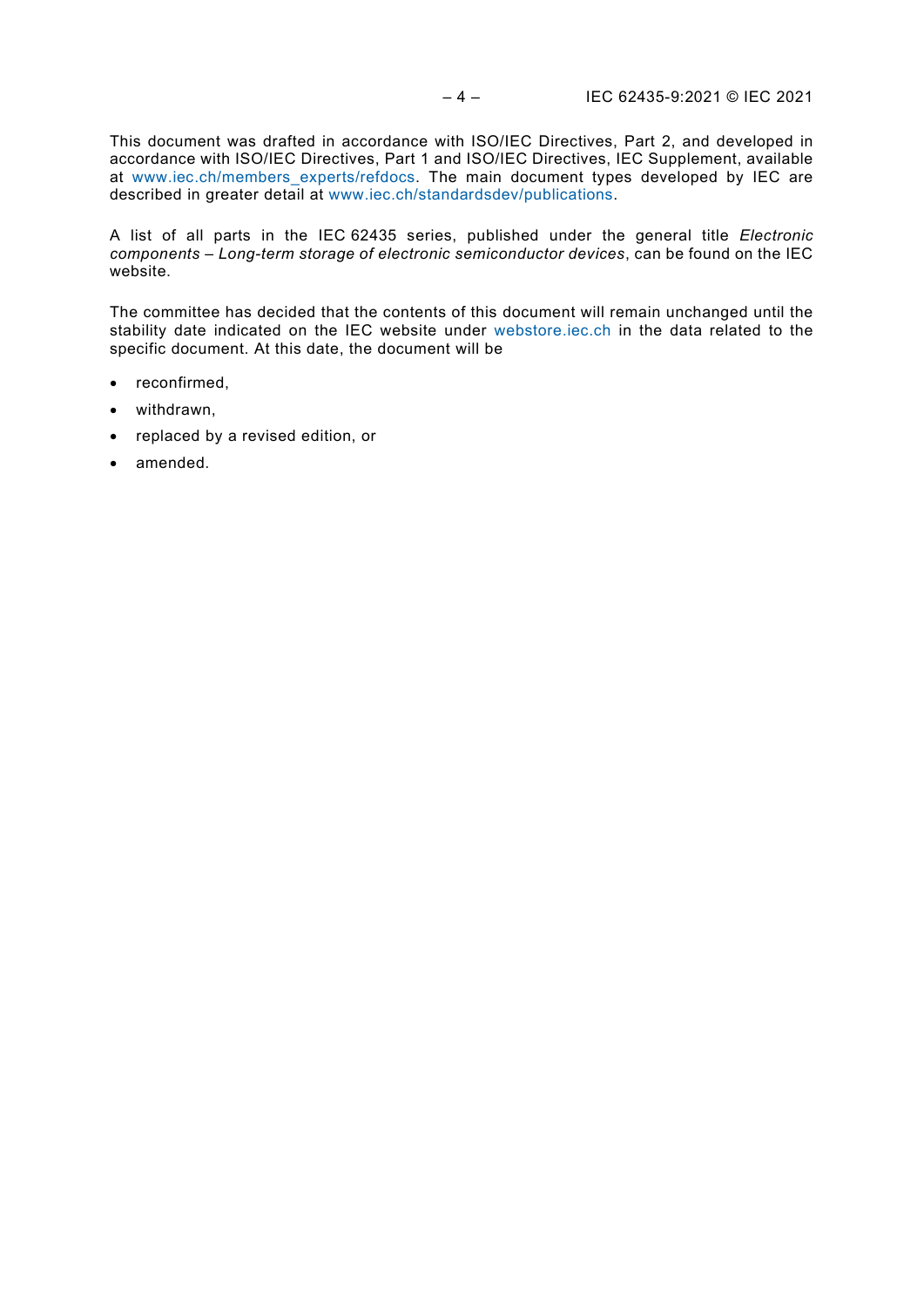This document was drafted in accordance with ISO/IEC Directives, Part 2, and developed in accordance with ISO/IEC Directives, Part 1 and ISO/IEC Directives, IEC Supplement, available at www.iec.ch/members_experts/refdocs. The main document types developed by IEC are described in greater detail at www.iec.ch/standardsdev/publications.

A list of all parts in the IEC 62435 series, published under the general title *Electronic components – Long-term storage of electronic semiconductor devices*, can be found on the IEC website.

The committee has decided that the contents of this document will remain unchanged until the stability date indicated on the IEC website under webstore.iec.ch in the data related to the specific document. At this date, the document will be

- reconfirmed,
- withdrawn,
- replaced by a revised edition, or
- amended.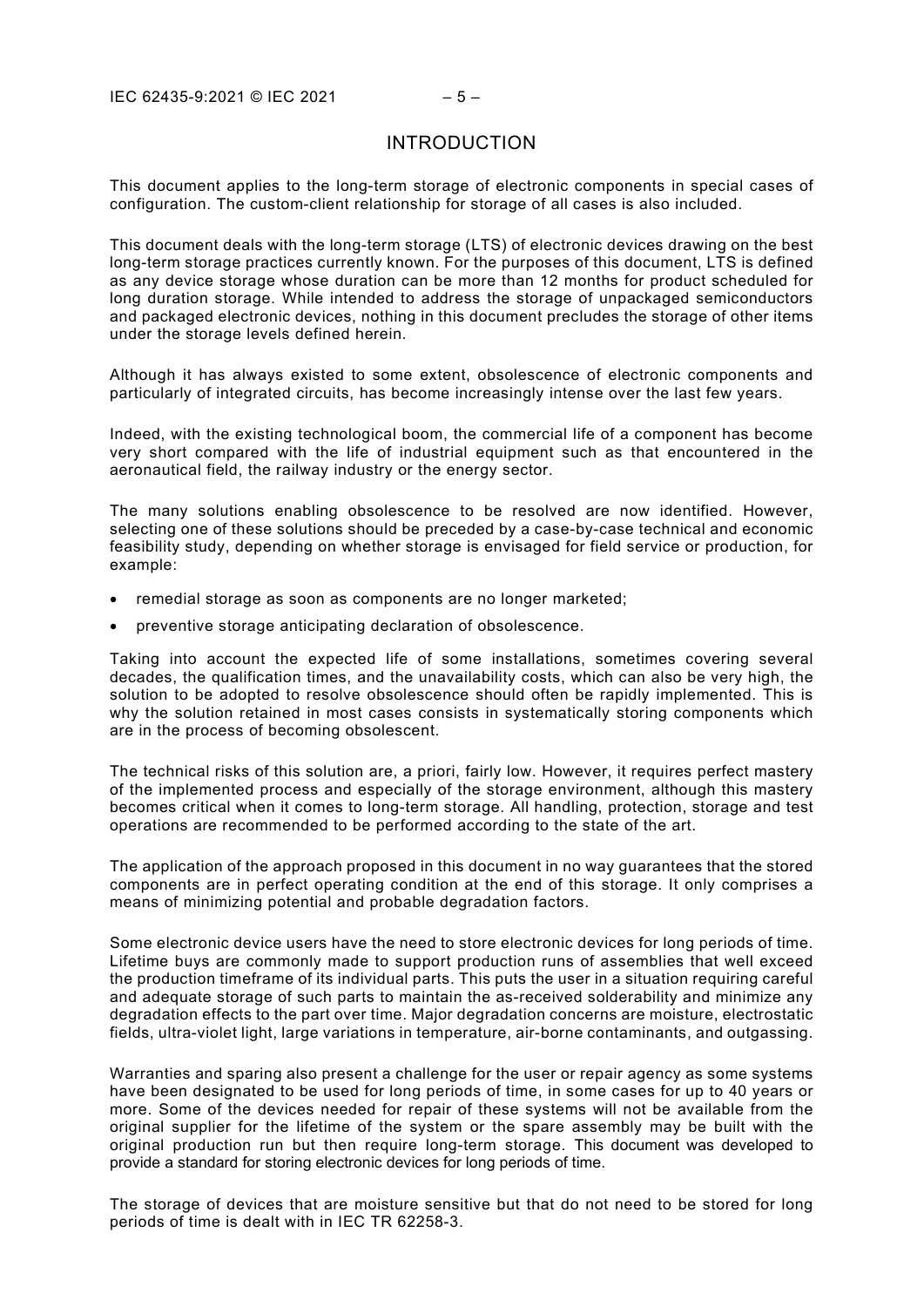# INTRODUCTION

This document applies to the long-term storage of electronic components in special cases of configuration. The custom-client relationship for storage of all cases is also included.

This document deals with the long-term storage (LTS) of electronic devices drawing on the best long-term storage practices currently known. For the purposes of this document, LTS is defined as any device storage whose duration can be more than 12 months for product scheduled for long duration storage. While intended to address the storage of unpackaged semiconductors and packaged electronic devices, nothing in this document precludes the storage of other items under the storage levels defined herein.

Although it has always existed to some extent, obsolescence of electronic components and particularly of integrated circuits, has become increasingly intense over the last few years.

Indeed, with the existing technological boom, the commercial life of a component has become very short compared with the life of industrial equipment such as that encountered in the aeronautical field, the railway industry or the energy sector.

The many solutions enabling obsolescence to be resolved are now identified. However, selecting one of these solutions should be preceded by a case-by-case technical and economic feasibility study, depending on whether storage is envisaged for field service or production, for example:

- remedial storage as soon as components are no longer marketed;
- preventive storage anticipating declaration of obsolescence.

Taking into account the expected life of some installations, sometimes covering several decades, the qualification times, and the unavailability costs, which can also be very high, the solution to be adopted to resolve obsolescence should often be rapidly implemented. This is why the solution retained in most cases consists in systematically storing components which are in the process of becoming obsolescent.

The technical risks of this solution are, a priori, fairly low. However, it requires perfect mastery of the implemented process and especially of the storage environment, although this mastery becomes critical when it comes to long-term storage. All handling, protection, storage and test operations are recommended to be performed according to the state of the art.

The application of the approach proposed in this document in no way guarantees that the stored components are in perfect operating condition at the end of this storage. It only comprises a means of minimizing potential and probable degradation factors.

Some electronic device users have the need to store electronic devices for long periods of time. Lifetime buys are commonly made to support production runs of assemblies that well exceed the production timeframe of its individual parts. This puts the user in a situation requiring careful and adequate storage of such parts to maintain the as-received solderability and minimize any degradation effects to the part over time. Major degradation concerns are moisture, electrostatic fields, ultra-violet light, large variations in temperature, air-borne contaminants, and outgassing.

Warranties and sparing also present a challenge for the user or repair agency as some systems have been designated to be used for long periods of time, in some cases for up to 40 years or more. Some of the devices needed for repair of these systems will not be available from the original supplier for the lifetime of the system or the spare assembly may be built with the original production run but then require long-term storage. This document was developed to provide a standard for storing electronic devices for long periods of time.

The storage of devices that are moisture sensitive but that do not need to be stored for long periods of time is dealt with in IEC TR 62258-3.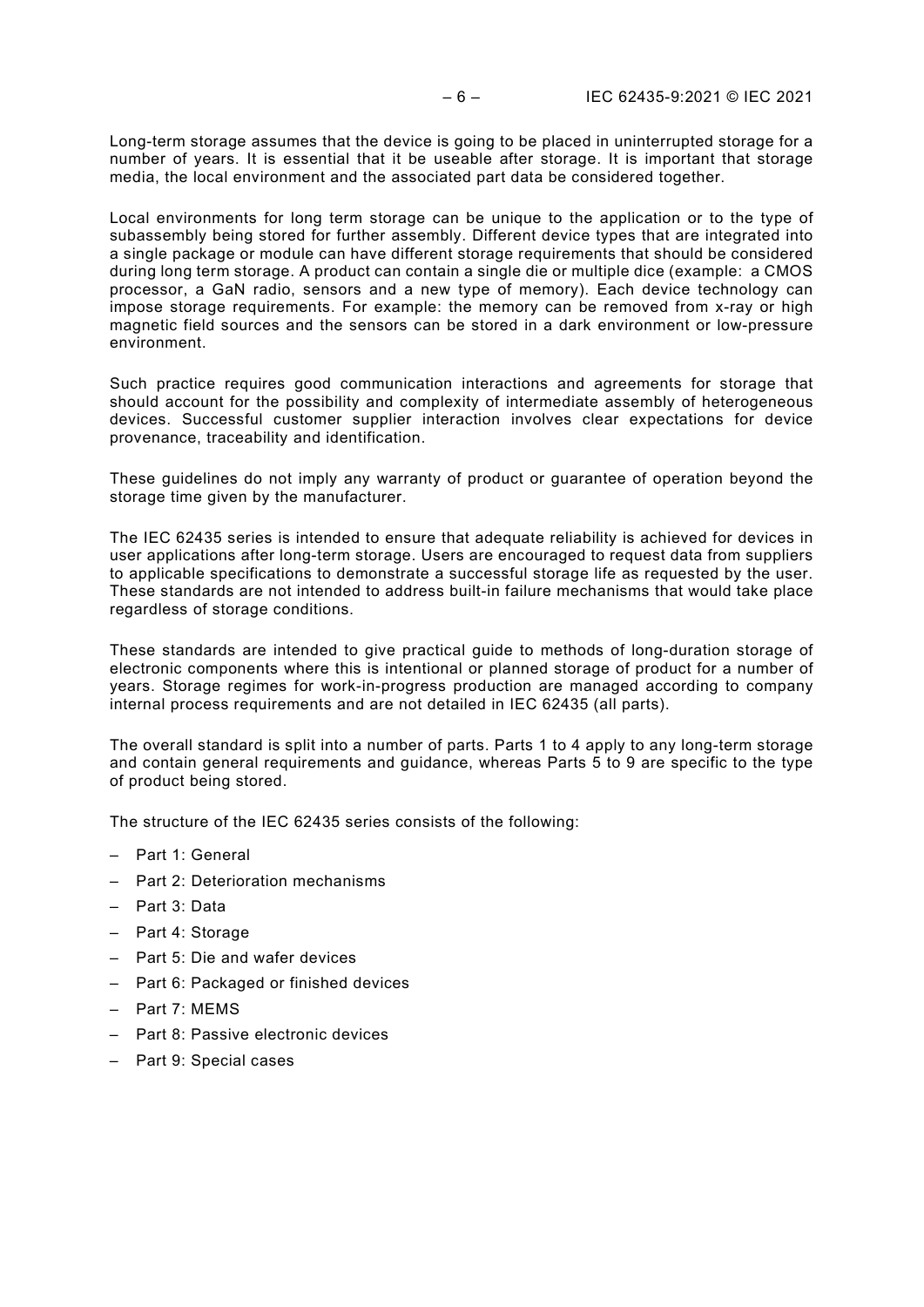Long-term storage assumes that the device is going to be placed in uninterrupted storage for a number of years. It is essential that it be useable after storage. It is important that storage media, the local environment and the associated part data be considered together.

Local environments for long term storage can be unique to the application or to the type of subassembly being stored for further assembly. Different device types that are integrated into a single package or module can have different storage requirements that should be considered during long term storage. A product can contain a single die or multiple dice (example: a CMOS processor, a GaN radio, sensors and a new type of memory). Each device technology can impose storage requirements. For example: the memory can be removed from x-ray or high magnetic field sources and the sensors can be stored in a dark environment or low-pressure environment.

Such practice requires good communication interactions and agreements for storage that should account for the possibility and complexity of intermediate assembly of heterogeneous devices. Successful customer supplier interaction involves clear expectations for device provenance, traceability and identification.

These guidelines do not imply any warranty of product or guarantee of operation beyond the storage time given by the manufacturer.

The IEC 62435 series is intended to ensure that adequate reliability is achieved for devices in user applications after long-term storage. Users are encouraged to request data from suppliers to applicable specifications to demonstrate a successful storage life as requested by the user. These standards are not intended to address built-in failure mechanisms that would take place regardless of storage conditions.

These standards are intended to give practical guide to methods of long-duration storage of electronic components where this is intentional or planned storage of product for a number of years. Storage regimes for work-in-progress production are managed according to company internal process requirements and are not detailed in IEC 62435 (all parts).

The overall standard is split into a number of parts. Parts 1 to 4 apply to any long-term storage and contain general requirements and guidance, whereas Parts 5 to 9 are specific to the type of product being stored.

The structure of the IEC 62435 series consists of the following:

- Part 1: General
- Part 2: Deterioration mechanisms
- Part 3: Data
- Part 4: Storage
- Part 5: Die and wafer devices
- Part 6: Packaged or finished devices
- Part 7: MEMS
- Part 8: Passive electronic devices
- Part 9: Special cases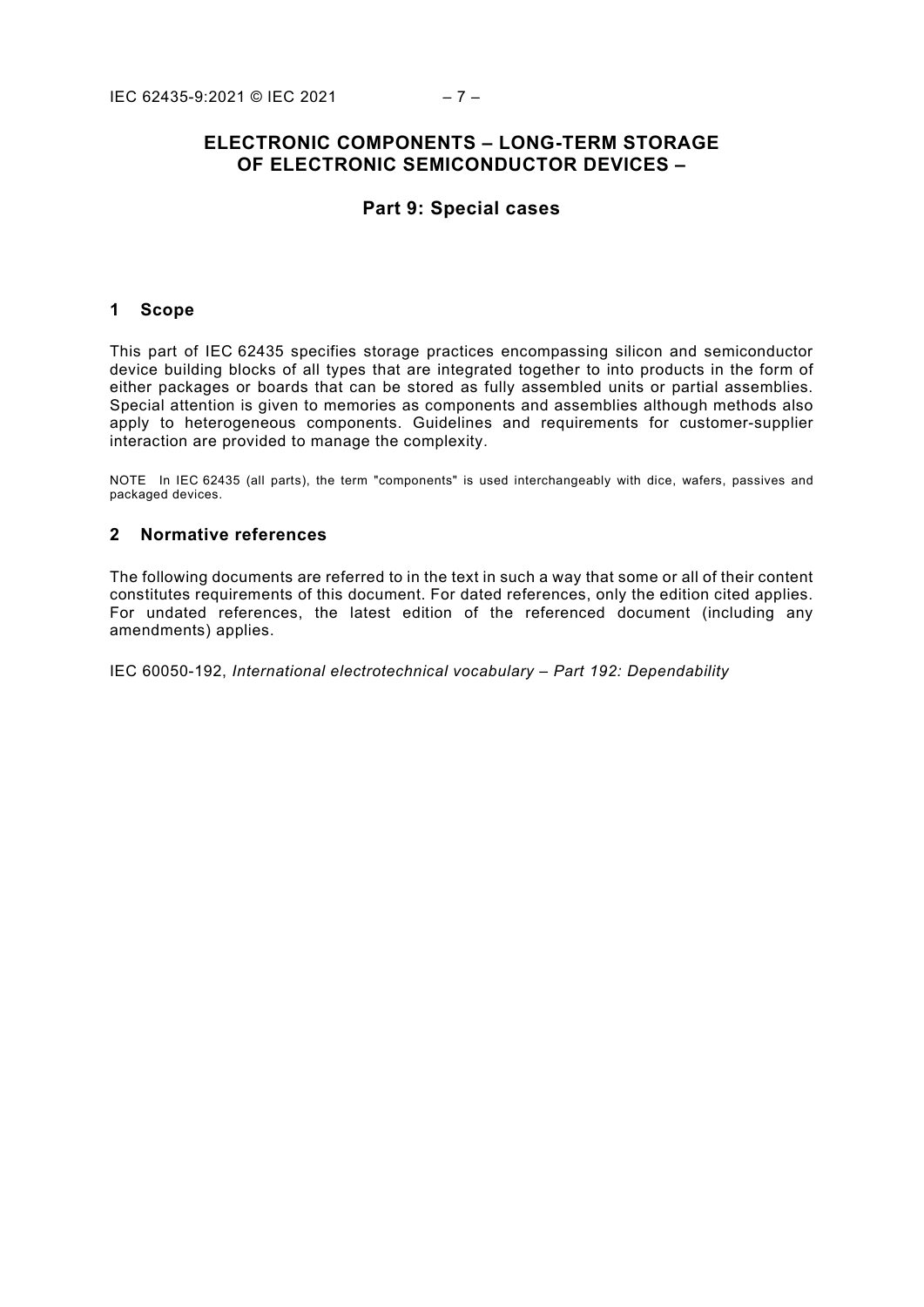# ELECTRONIC COMPONENTS – LONG-TERM STORAGE OF ELECTRONIC SEMICONDUCTOR DEVICES –

## Part 9: Special cases

## 1 Scope

This part of IEC 62435 specifies storage practices encompassing silicon and semiconductor device building blocks of all types that are integrated together to into products in the form of either packages or boards that can be stored as fully assembled units or partial assemblies. Special attention is given to memories as components and assemblies although methods also apply to heterogeneous components. Guidelines and requirements for customer-supplier interaction are provided to manage the complexity.

NOTE In IEC 62435 (all parts), the term "components" is used interchangeably with dice, wafers, passives and packaged devices.

## 2 Normative references

The following documents are referred to in the text in such a way that some or all of their content constitutes requirements of this document. For dated references, only the edition cited applies. For undated references, the latest edition of the referenced document (including any amendments) applies.

IEC 60050-192, *International electrotechnical vocabulary – Part 192: Dependability*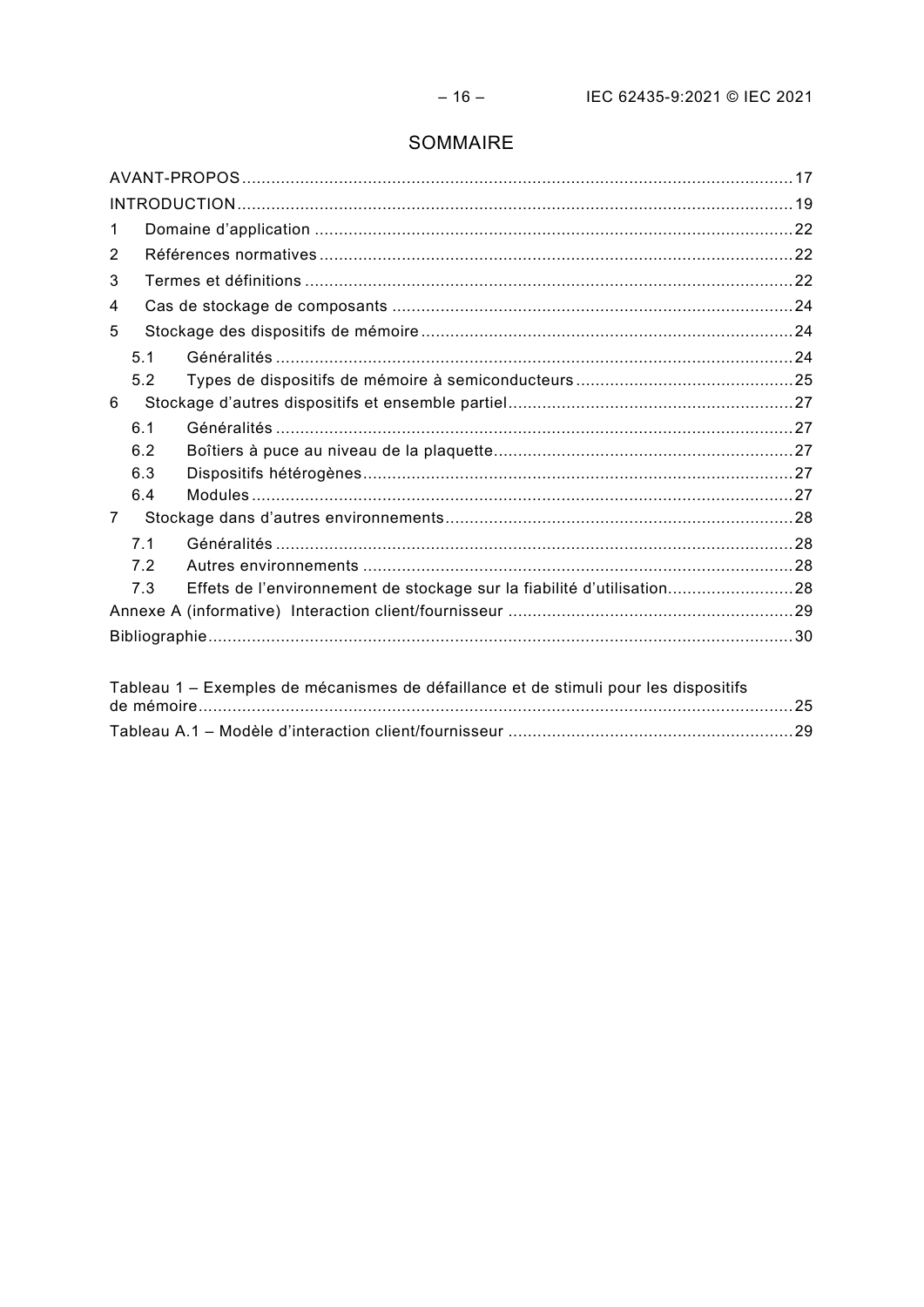# SOMMAIRE

AVANT-PROPOS .......... 17
INTRODUCTION .......... 19
1 Domaine d'application .......... 22
2 Références normatives .......... 22
3 Termes et définitions .......... 22
4 Cas de stockage de composants .......... 24
5 Stockage des dispositifs de mémoire .......... 24
  5.1 Généralités .......... 24
  5.2 Types de dispositifs de mémoire à semiconducteurs .......... 25
6 Stockage d'autres dispositifs et ensemble partiel .......... 27
  6.1 Généralités .......... 27
  6.2 Boîtiers à puce au niveau de la plaquette .......... 27
  6.3 Dispositifs hétérogènes .......... 27
  6.4 Modules .......... 27
7 Stockage dans d'autres environnements .......... 28
  7.1 Généralités .......... 28
  7.2 Autres environnements .......... 28
  7.3 Effets de l'environnement de stockage sur la fiabilité d'utilisation .......... 28
Annexe A (informative) Interaction client/fournisseur .......... 29
Bibliographie .......... 30

Tableau 1 – Exemples de mécanismes de défaillance et de stimuli pour les dispositifs de mémoire .......... 25
Tableau A.1 – Modèle d'interaction client/fournisseur .......... 29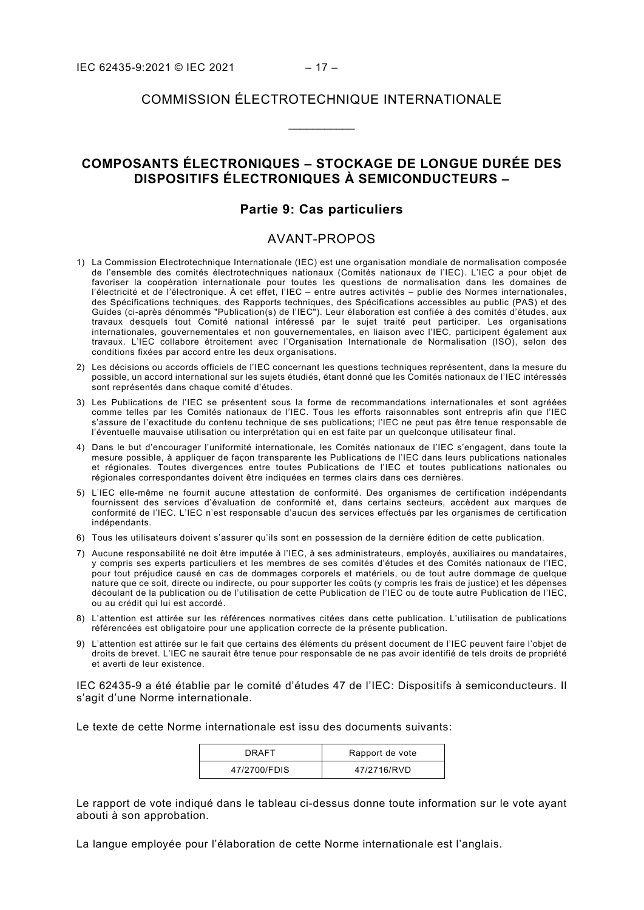# COMMISSION ÉLECTROTECHNIQUE INTERNATIONALE

\_\_\_\_\_\_\_\_\_\_\_\_

## COMPOSANTS ÉLECTRONIQUES – STOCKAGE DE LONGUE DURÉE DES DISPOSITIFS ÉLECTRONIQUES À SEMICONDUCTEURS –

### Partie 9: Cas particuliers

## AVANT-PROPOS

1) La Commission Electrotechnique Internationale (IEC) est une organisation mondiale de normalisation composée de l'ensemble des comités électrotechniques nationaux (Comités nationaux de l'IEC). L'IEC a pour objet de favoriser la coopération internationale pour toutes les questions de normalisation dans les domaines de l'électricité et de l'électronique. À cet effet, l'IEC – entre autres activités – publie des Normes internationales, des Spécifications techniques, des Rapports techniques, des Spécifications accessibles au public (PAS) et des Guides (ci-après dénommés "Publication(s) de l'IEC"). Leur élaboration est confiée à des comités d'études, aux travaux desquels tout Comité national intéressé par le sujet traité peut participer. Les organisations internationales, gouvernementales et non gouvernementales, en liaison avec l'IEC, participent également aux travaux. L'IEC collabore étroitement avec l'Organisation Internationale de Normalisation (ISO), selon des conditions fixées par accord entre les deux organisations.
2) Les décisions ou accords officiels de l'IEC concernant les questions techniques représentent, dans la mesure du possible, un accord international sur les sujets étudiés, étant donné que les Comités nationaux de l'IEC intéressés sont représentés dans chaque comité d'études.
3) Les Publications de l'IEC se présentent sous la forme de recommandations internationales et sont agréées comme telles par les Comités nationaux de l'IEC. Tous les efforts raisonnables sont entrepris afin que l'IEC s'assure de l'exactitude du contenu technique de ses publications; l'IEC ne peut pas être tenue responsable de l'éventuelle mauvaise utilisation ou interprétation qui en est faite par un quelconque utilisateur final.
4) Dans le but d'encourager l'uniformité internationale, les Comités nationaux de l'IEC s'engagent, dans toute la mesure possible, à appliquer de façon transparente les Publications de l'IEC dans leurs publications nationales et régionales. Toutes divergences entre toutes Publications de l'IEC et toutes publications nationales ou régionales correspondantes doivent être indiquées en termes clairs dans ces dernières.
5) L'IEC elle-même ne fournit aucune attestation de conformité. Des organismes de certification indépendants fournissent des services d'évaluation de conformité et, dans certains secteurs, accèdent aux marques de conformité de l'IEC. L'IEC n'est responsable d'aucun des services effectués par les organismes de certification indépendants.
6) Tous les utilisateurs doivent s'assurer qu'ils sont en possession de la dernière édition de cette publication.
7) Aucune responsabilité ne doit être imputée à l'IEC, à ses administrateurs, employés, auxiliaires ou mandataires, y compris ses experts particuliers et les membres de ses comités d'études et des Comités nationaux de l'IEC, pour tout préjudice causé en cas de dommages corporels et matériels, ou de tout autre dommage de quelque nature que ce soit, directe ou indirecte, ou pour supporter les coûts (y compris les frais de justice) et les dépenses découlant de la publication ou de l'utilisation de cette Publication de l'IEC ou de toute autre Publication de l'IEC, ou au crédit qui lui est accordé.
8) L'attention est attirée sur les références normatives citées dans cette publication. L'utilisation de publications référencées est obligatoire pour une application correcte de la présente publication.
9) L'attention est attirée sur le fait que certains des éléments du présent document de l'IEC peuvent faire l'objet de droits de brevet. L'IEC ne saurait être tenue pour responsable de ne pas avoir identifié de tels droits de propriété et averti de leur existence.

IEC 62435-9 a été établie par le comité d'études 47 de l'IEC: Dispositifs à semiconducteurs. Il s'agit d'une Norme internationale.

Le texte de cette Norme internationale est issu des documents suivants:

| DRAFT | Rapport de vote |
|---|---|
| 47/2700/FDIS | 47/2716/RVD |

Le rapport de vote indiqué dans le tableau ci-dessus donne toute information sur le vote ayant abouti à son approbation.

La langue employée pour l'élaboration de cette Norme internationale est l'anglais.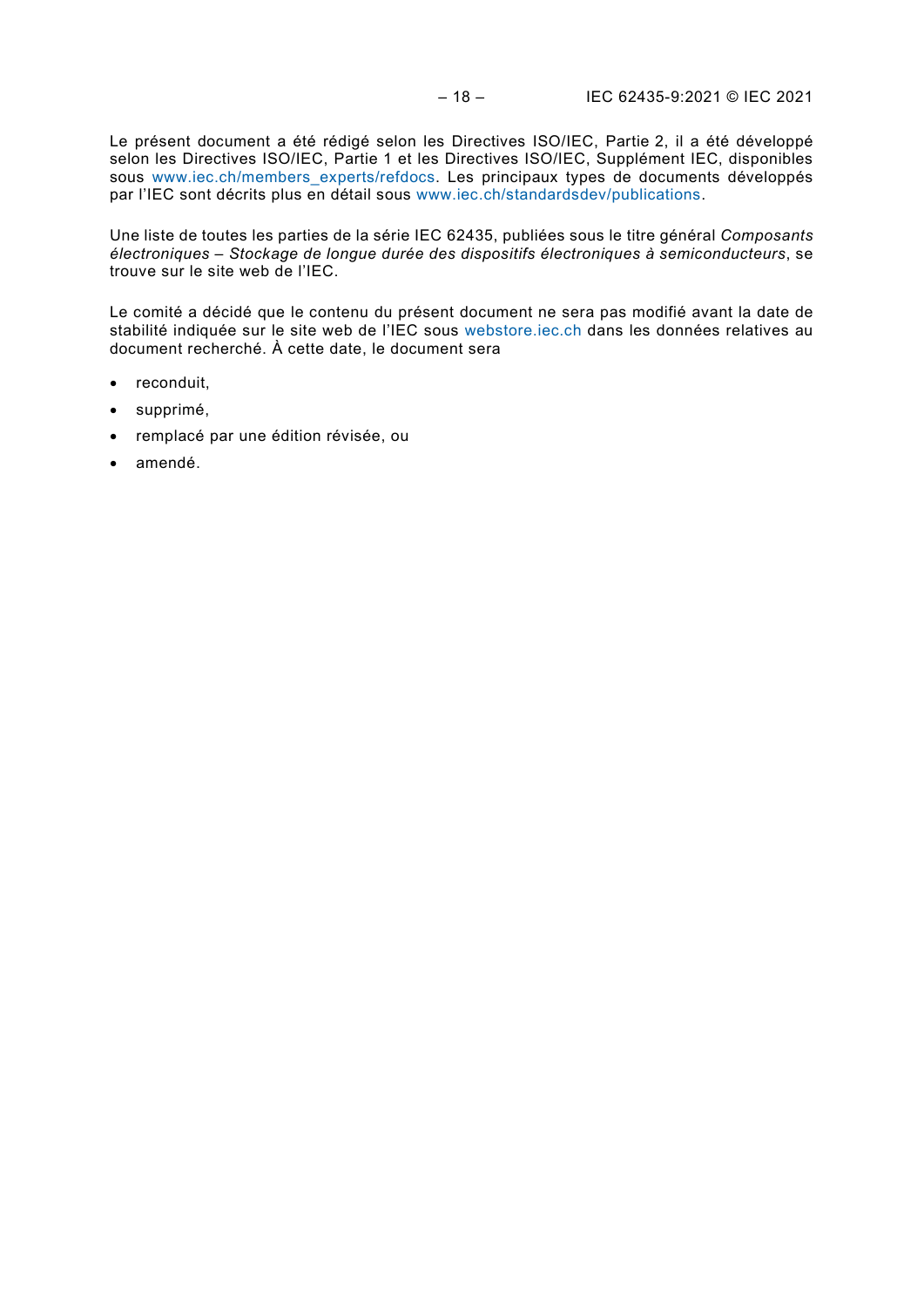Le présent document a été rédigé selon les Directives ISO/IEC, Partie 2, il a été développé selon les Directives ISO/IEC, Partie 1 et les Directives ISO/IEC, Supplément IEC, disponibles sous www.iec.ch/members_experts/refdocs. Les principaux types de documents développés par l'IEC sont décrits plus en détail sous www.iec.ch/standardsdev/publications.

Une liste de toutes les parties de la série IEC 62435, publiées sous le titre général *Composants électroniques – Stockage de longue durée des dispositifs électroniques à semiconducteurs*, se trouve sur le site web de l'IEC.

Le comité a décidé que le contenu du présent document ne sera pas modifié avant la date de stabilité indiquée sur le site web de l'IEC sous webstore.iec.ch dans les données relatives au document recherché. À cette date, le document sera

- reconduit,
- supprimé,
- remplacé par une édition révisée, ou
- amendé.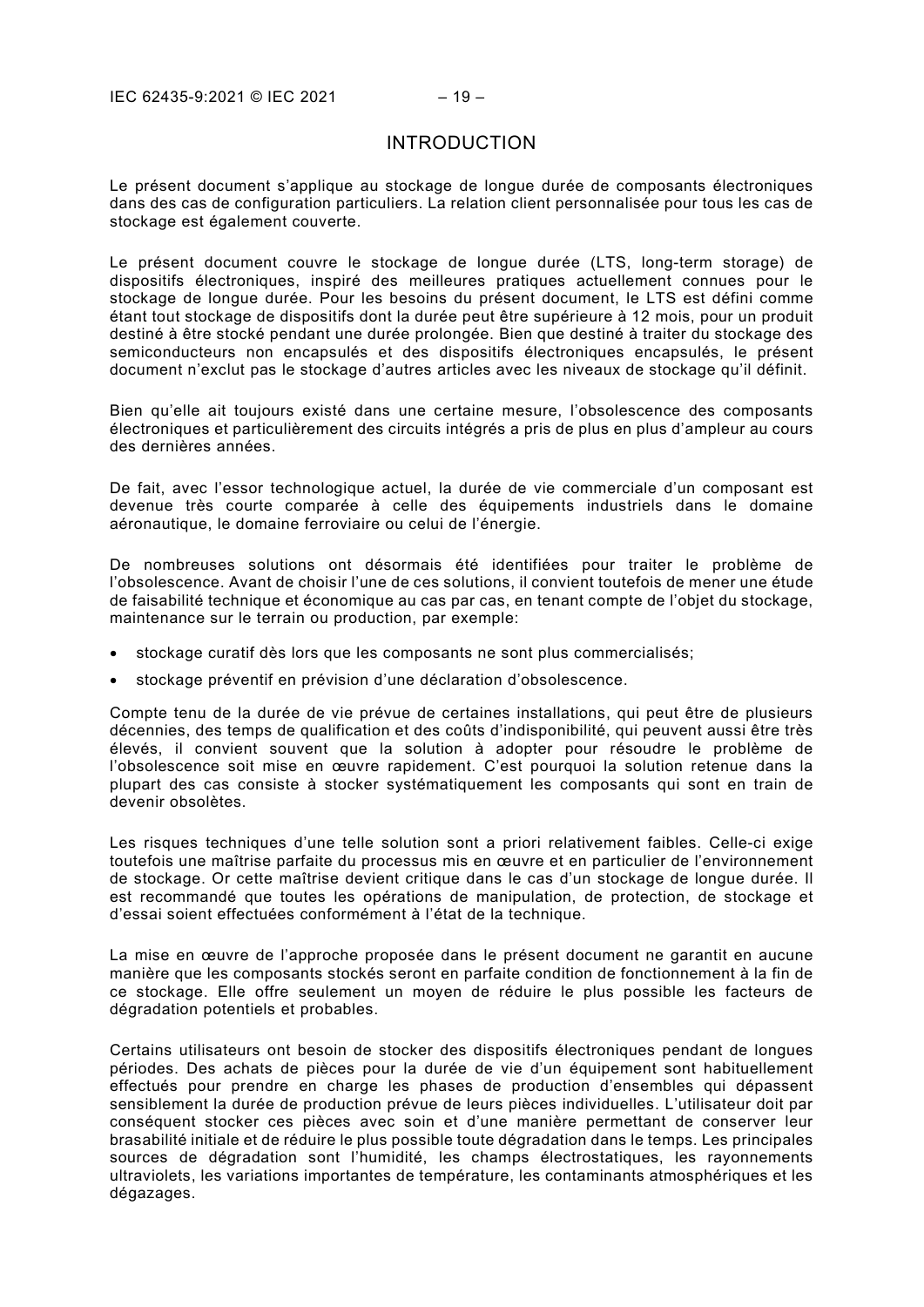# INTRODUCTION

Le présent document s'applique au stockage de longue durée de composants électroniques dans des cas de configuration particuliers. La relation client personnalisée pour tous les cas de stockage est également couverte.

Le présent document couvre le stockage de longue durée (LTS, long-term storage) de dispositifs électroniques, inspiré des meilleures pratiques actuellement connues pour le stockage de longue durée. Pour les besoins du présent document, le LTS est défini comme étant tout stockage de dispositifs dont la durée peut être supérieure à 12 mois, pour un produit destiné à être stocké pendant une durée prolongée. Bien que destiné à traiter du stockage des semiconducteurs non encapsulés et des dispositifs électroniques encapsulés, le présent document n'exclut pas le stockage d'autres articles avec les niveaux de stockage qu'il définit.

Bien qu'elle ait toujours existé dans une certaine mesure, l'obsolescence des composants électroniques et particulièrement des circuits intégrés a pris de plus en plus d'ampleur au cours des dernières années.

De fait, avec l'essor technologique actuel, la durée de vie commerciale d'un composant est devenue très courte comparée à celle des équipements industriels dans le domaine aéronautique, le domaine ferroviaire ou celui de l'énergie.

De nombreuses solutions ont désormais été identifiées pour traiter le problème de l'obsolescence. Avant de choisir l'une de ces solutions, il convient toutefois de mener une étude de faisabilité technique et économique au cas par cas, en tenant compte de l'objet du stockage, maintenance sur le terrain ou production, par exemple:

- stockage curatif dès lors que les composants ne sont plus commercialisés;
- stockage préventif en prévision d'une déclaration d'obsolescence.

Compte tenu de la durée de vie prévue de certaines installations, qui peut être de plusieurs décennies, des temps de qualification et des coûts d'indisponibilité, qui peuvent aussi être très élevés, il convient souvent que la solution à adopter pour résoudre le problème de l'obsolescence soit mise en œuvre rapidement. C'est pourquoi la solution retenue dans la plupart des cas consiste à stocker systématiquement les composants qui sont en train de devenir obsolètes.

Les risques techniques d'une telle solution sont a priori relativement faibles. Celle-ci exige toutefois une maîtrise parfaite du processus mis en œuvre et en particulier de l'environnement de stockage. Or cette maîtrise devient critique dans le cas d'un stockage de longue durée. Il est recommandé que toutes les opérations de manipulation, de protection, de stockage et d'essai soient effectuées conformément à l'état de la technique.

La mise en œuvre de l'approche proposée dans le présent document ne garantit en aucune manière que les composants stockés seront en parfaite condition de fonctionnement à la fin de ce stockage. Elle offre seulement un moyen de réduire le plus possible les facteurs de dégradation potentiels et probables.

Certains utilisateurs ont besoin de stocker des dispositifs électroniques pendant de longues périodes. Des achats de pièces pour la durée de vie d'un équipement sont habituellement effectués pour prendre en charge les phases de production d'ensembles qui dépassent sensiblement la durée de production prévue de leurs pièces individuelles. L'utilisateur doit par conséquent stocker ces pièces avec soin et d'une manière permettant de conserver leur brasabilité initiale et de réduire le plus possible toute dégradation dans le temps. Les principales sources de dégradation sont l'humidité, les champs électrostatiques, les rayonnements ultraviolets, les variations importantes de température, les contaminants atmosphériques et les dégazages.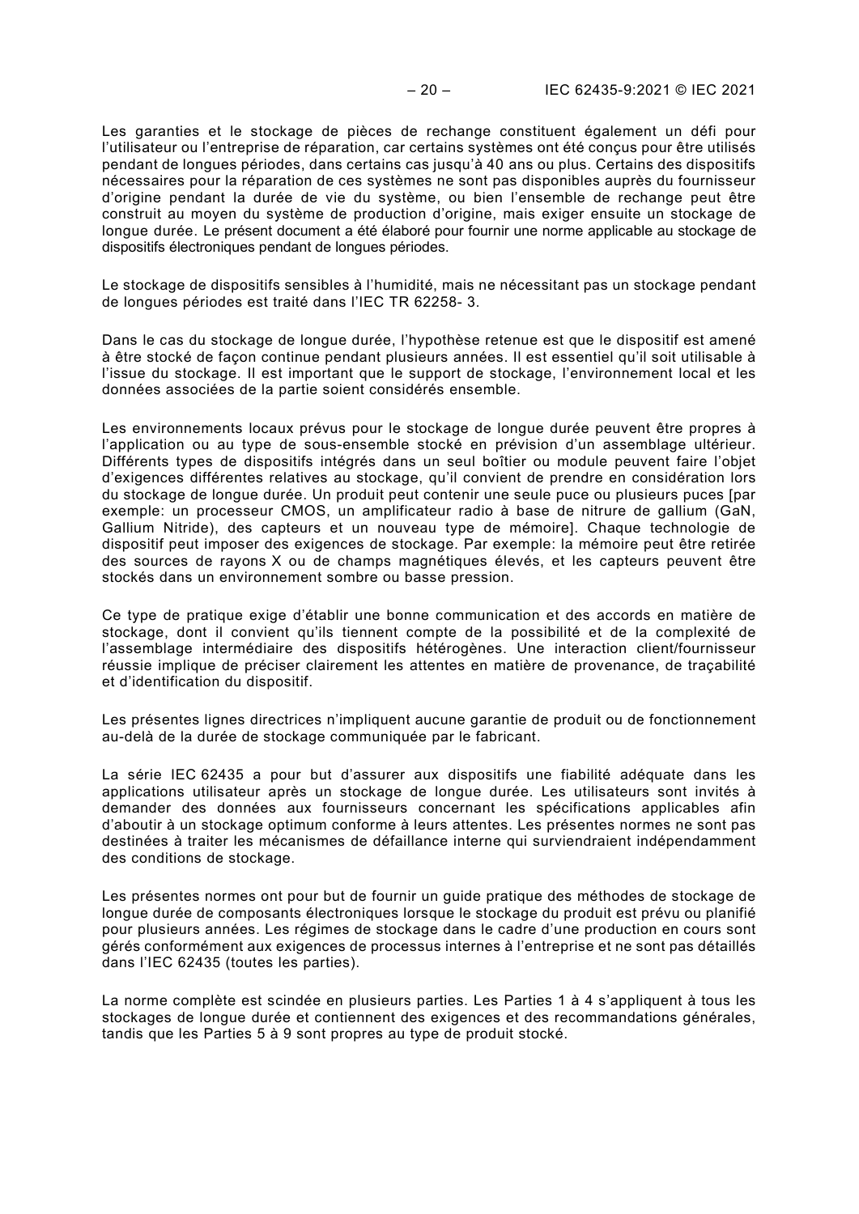Les garanties et le stockage de pièces de rechange constituent également un défi pour l'utilisateur ou l'entreprise de réparation, car certains systèmes ont été conçus pour être utilisés pendant de longues périodes, dans certains cas jusqu'à 40 ans ou plus. Certains des dispositifs nécessaires pour la réparation de ces systèmes ne sont pas disponibles auprès du fournisseur d'origine pendant la durée de vie du système, ou bien l'ensemble de rechange peut être construit au moyen du système de production d'origine, mais exiger ensuite un stockage de longue durée. Le présent document a été élaboré pour fournir une norme applicable au stockage de dispositifs électroniques pendant de longues périodes.

Le stockage de dispositifs sensibles à l'humidité, mais ne nécessitant pas un stockage pendant de longues périodes est traité dans l'IEC TR 62258- 3.

Dans le cas du stockage de longue durée, l'hypothèse retenue est que le dispositif est amené à être stocké de façon continue pendant plusieurs années. Il est essentiel qu'il soit utilisable à l'issue du stockage. Il est important que le support de stockage, l'environnement local et les données associées de la partie soient considérés ensemble.

Les environnements locaux prévus pour le stockage de longue durée peuvent être propres à l'application ou au type de sous-ensemble stocké en prévision d'un assemblage ultérieur. Différents types de dispositifs intégrés dans un seul boîtier ou module peuvent faire l'objet d'exigences différentes relatives au stockage, qu'il convient de prendre en considération lors du stockage de longue durée. Un produit peut contenir une seule puce ou plusieurs puces [par exemple: un processeur CMOS, un amplificateur radio à base de nitrure de gallium (GaN, Gallium Nitride), des capteurs et un nouveau type de mémoire]. Chaque technologie de dispositif peut imposer des exigences de stockage. Par exemple: la mémoire peut être retirée des sources de rayons X ou de champs magnétiques élevés, et les capteurs peuvent être stockés dans un environnement sombre ou basse pression.

Ce type de pratique exige d'établir une bonne communication et des accords en matière de stockage, dont il convient qu'ils tiennent compte de la possibilité et de la complexité de l'assemblage intermédiaire des dispositifs hétérogènes. Une interaction client/fournisseur réussie implique de préciser clairement les attentes en matière de provenance, de traçabilité et d'identification du dispositif.

Les présentes lignes directrices n'impliquent aucune garantie de produit ou de fonctionnement au-delà de la durée de stockage communiquée par le fabricant.

La série IEC 62435 a pour but d'assurer aux dispositifs une fiabilité adéquate dans les applications utilisateur après un stockage de longue durée. Les utilisateurs sont invités à demander des données aux fournisseurs concernant les spécifications applicables afin d'aboutir à un stockage optimum conforme à leurs attentes. Les présentes normes ne sont pas destinées à traiter les mécanismes de défaillance interne qui surviendraient indépendamment des conditions de stockage.

Les présentes normes ont pour but de fournir un guide pratique des méthodes de stockage de longue durée de composants électroniques lorsque le stockage du produit est prévu ou planifié pour plusieurs années. Les régimes de stockage dans le cadre d'une production en cours sont gérés conformément aux exigences de processus internes à l'entreprise et ne sont pas détaillés dans l'IEC 62435 (toutes les parties).

La norme complète est scindée en plusieurs parties. Les Parties 1 à 4 s'appliquent à tous les stockages de longue durée et contiennent des exigences et des recommandations générales, tandis que les Parties 5 à 9 sont propres au type de produit stocké.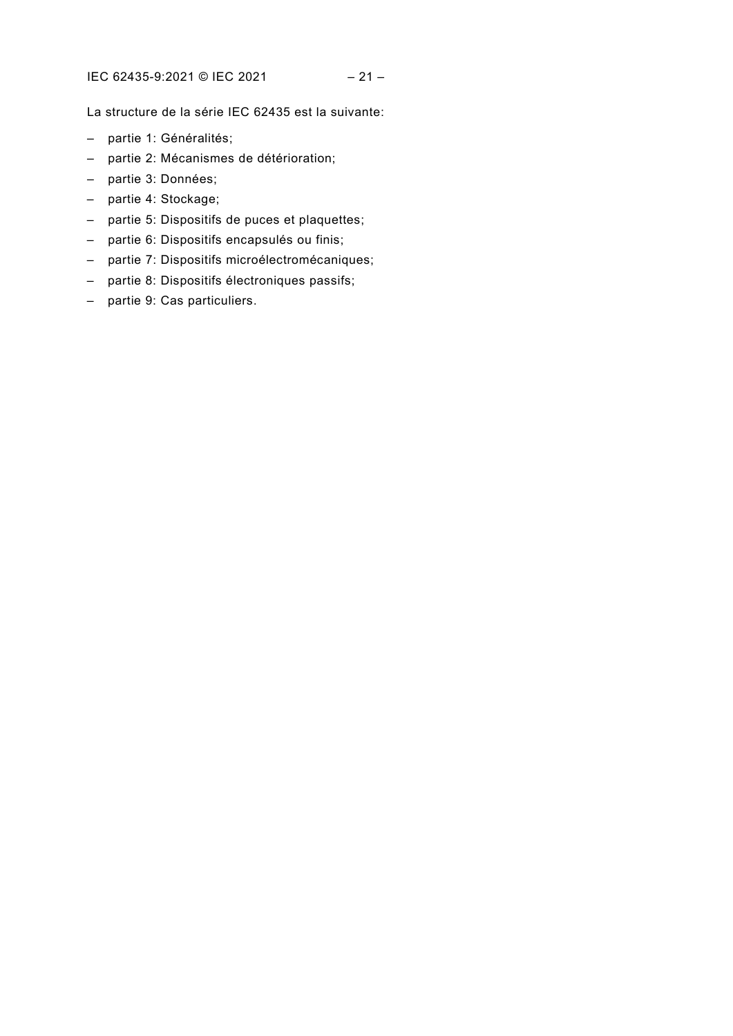La structure de la série IEC 62435 est la suivante:

– partie 1: Généralités;
– partie 2: Mécanismes de détérioration;
– partie 3: Données;
– partie 4: Stockage;
– partie 5: Dispositifs de puces et plaquettes;
– partie 6: Dispositifs encapsulés ou finis;
– partie 7: Dispositifs microélectromécaniques;
– partie 8: Dispositifs électroniques passifs;
– partie 9: Cas particuliers.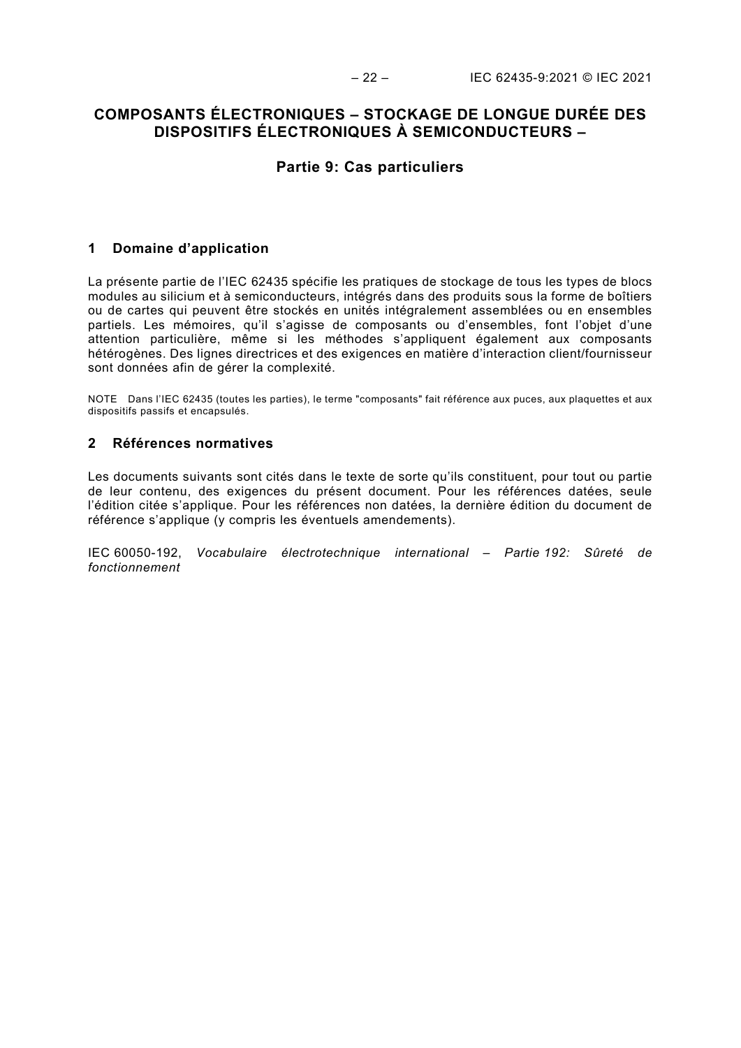# COMPOSANTS ÉLECTRONIQUES – STOCKAGE DE LONGUE DURÉE DES DISPOSITIFS ÉLECTRONIQUES À SEMICONDUCTEURS –

## Partie 9: Cas particuliers

## 1 Domaine d'application

La présente partie de l'IEC 62435 spécifie les pratiques de stockage de tous les types de blocs modules au silicium et à semiconducteurs, intégrés dans des produits sous la forme de boîtiers ou de cartes qui peuvent être stockés en unités intégralement assemblées ou en ensembles partiels. Les mémoires, qu'il s'agisse de composants ou d'ensembles, font l'objet d'une attention particulière, même si les méthodes s'appliquent également aux composants hétérogènes. Des lignes directrices et des exigences en matière d'interaction client/fournisseur sont données afin de gérer la complexité.

NOTE Dans l'IEC 62435 (toutes les parties), le terme "composants" fait référence aux puces, aux plaquettes et aux dispositifs passifs et encapsulés.

## 2 Références normatives

Les documents suivants sont cités dans le texte de sorte qu'ils constituent, pour tout ou partie de leur contenu, des exigences du présent document. Pour les références datées, seule l'édition citée s'applique. Pour les références non datées, la dernière édition du document de référence s'applique (y compris les éventuels amendements).

IEC 60050-192, *Vocabulaire électrotechnique international – Partie 192: Sûreté de fonctionnement*